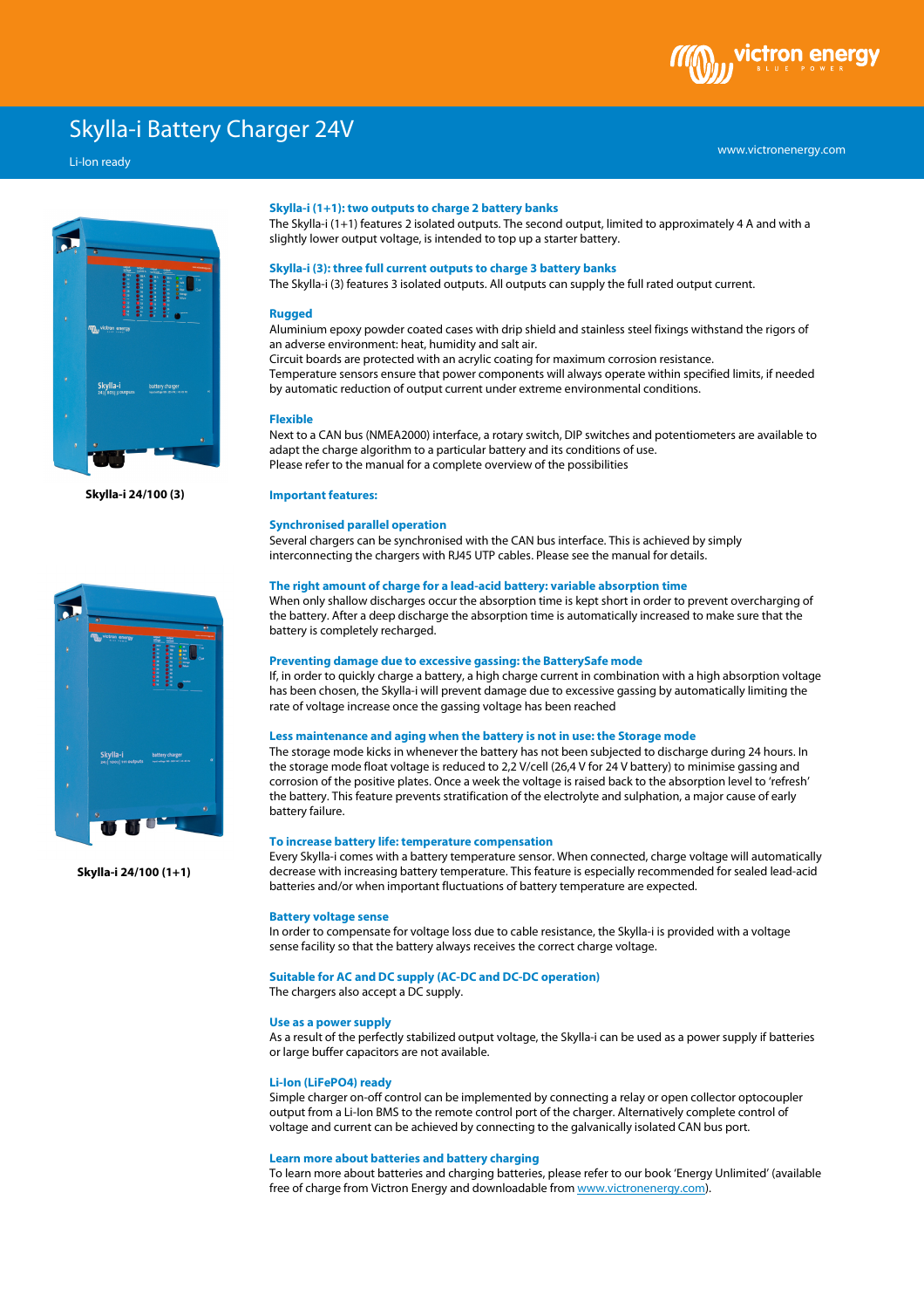# Skylla-i Battery Charger 24V

Li-Ion ready

Skylla-i 24/100 (3)

Skylla-i 24/100 (1+1)

### Skylla-i (1+1): two outputs to charge 2 battery banks

The Skylla-i (1+1) features 2 isolated outputs. The second output, limited to approximately 4 A and with a slightly lower output voltage, is intended to top up a starter battery.

### Skylla-i (3): three full current outputs to charge 3 battery banks

The Skylla-i (3) features 3 isolated outputs. All outputs can supply the full rated output current.

### Rugged

Aluminium epoxy powder coated cases with drip shield and stainless steel fixings withstand the rigors of an adverse environment: heat, humidity and salt air.
Circuit boards are protected with an acrylic coating for maximum corrosion resistance.
Temperature sensors ensure that power components will always operate within specified limits, if needed by automatic reduction of output current under extreme environmental conditions.

### Flexible

Next to a CAN bus (NMEA2000) interface, a rotary switch, DIP switches and potentiometers are available to adapt the charge algorithm to a particular battery and its conditions of use.
Please refer to the manual for a complete overview of the possibilities

## Important features:

### Synchronised parallel operation

Several chargers can be synchronised with the CAN bus interface. This is achieved by simply interconnecting the chargers with RJ45 UTP cables. Please see the manual for details.

### The right amount of charge for a lead-acid battery: variable absorption time

When only shallow discharges occur the absorption time is kept short in order to prevent overcharging of the battery. After a deep discharge the absorption time is automatically increased to make sure that the battery is completely recharged.

### Preventing damage due to excessive gassing: the BatterySafe mode

If, in order to quickly charge a battery, a high charge current in combination with a high absorption voltage has been chosen, the Skylla-i will prevent damage due to excessive gassing by automatically limiting the rate of voltage increase once the gassing voltage has been reached

### Less maintenance and aging when the battery is not in use: the Storage mode

The storage mode kicks in whenever the battery has not been subjected to discharge during 24 hours. In the storage mode float voltage is reduced to 2,2 V/cell (26,4 V for 24 V battery) to minimise gassing and corrosion of the positive plates. Once a week the voltage is raised back to the absorption level to 'refresh' the battery. This feature prevents stratification of the electrolyte and sulphation, a major cause of early battery failure.

### To increase battery life: temperature compensation

Every Skylla-i comes with a battery temperature sensor. When connected, charge voltage will automatically decrease with increasing battery temperature. This feature is especially recommended for sealed lead-acid batteries and/or when important fluctuations of battery temperature are expected.

### Battery voltage sense

In order to compensate for voltage loss due to cable resistance, the Skylla-i is provided with a voltage sense facility so that the battery always receives the correct charge voltage.

### Suitable for AC and DC supply (AC-DC and DC-DC operation)

The chargers also accept a DC supply.

### Use as a power supply

As a result of the perfectly stabilized output voltage, the Skylla-i can be used as a power supply if batteries or large buffer capacitors are not available.

### Li-Ion (LiFePO4) ready

Simple charger on-off control can be implemented by connecting a relay or open collector optocoupler output from a Li-Ion BMS to the remote control port of the charger. Alternatively complete control of voltage and current can be achieved by connecting to the galvanically isolated CAN bus port.

### Learn more about batteries and battery charging

To learn more about batteries and charging batteries, please refer to our book 'Energy Unlimited' (available free of charge from Victron Energy and downloadable from www.victronenergy.com).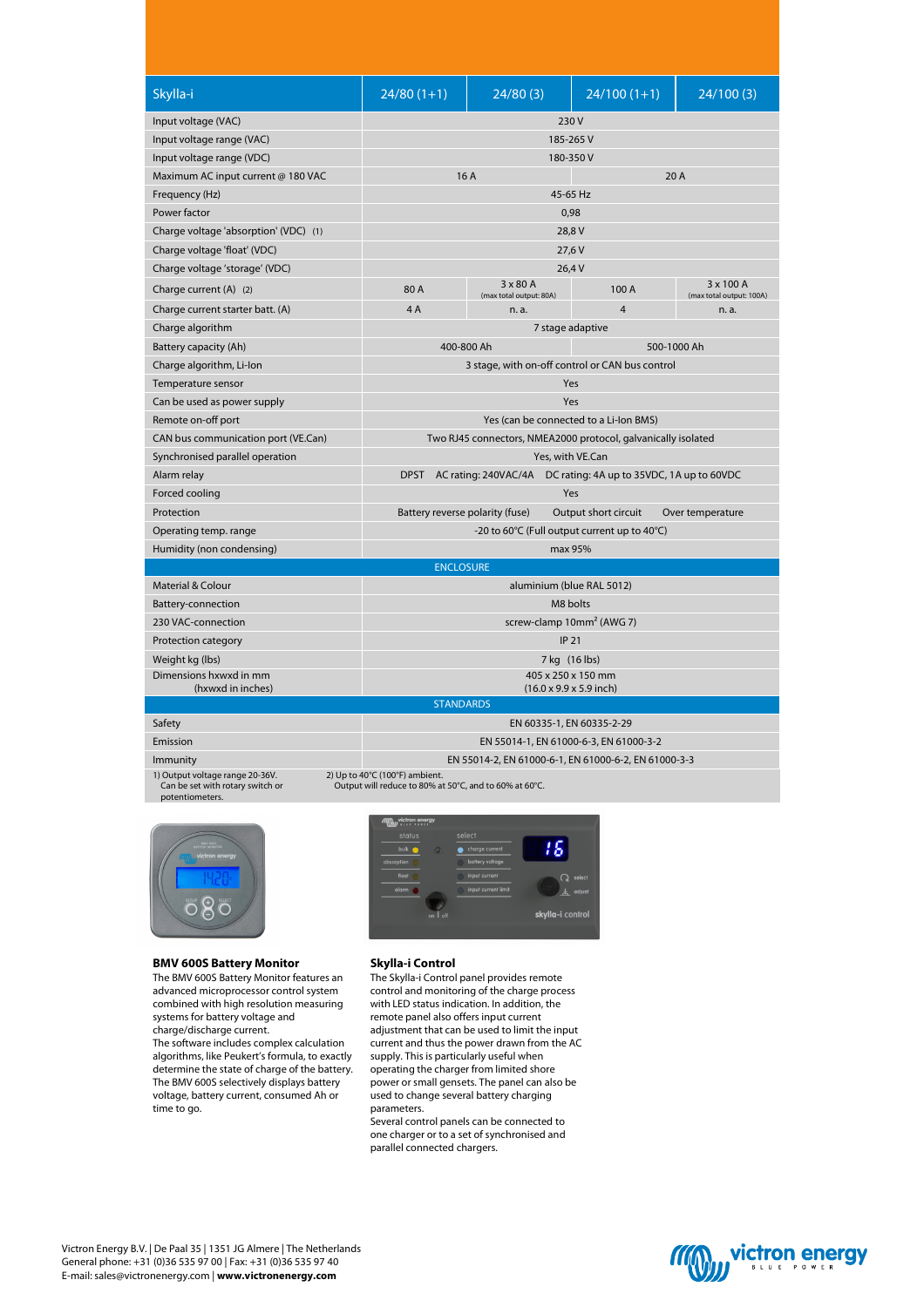| Skylla-i | 24/80 (1+1) | 24/80 (3) | 24/100 (1+1) | 24/100 (3) |
|---|---|---|---|---|
| Input voltage (VAC) | 230 V | | | |
| Input voltage range (VAC) | 185-265 V | | | |
| Input voltage range (VDC) | 180-350 V | | | |
| Maximum AC input current @ 180 VAC | 16 A | | 20 A | |
| Frequency (Hz) | 45-65 Hz | | | |
| Power factor | 0,98 | | | |
| Charge voltage 'absorption' (VDC) (1) | 28,8 V | | | |
| Charge voltage 'float' (VDC) | 27,6 V | | | |
| Charge voltage 'storage' (VDC) | 26,4 V | | | |
| Charge current (A) (2) | 80 A | 3 x 80 A (max total output: 80A) | 100 A | 3 x 100 A (max total output: 100A) |
| Charge current starter batt. (A) | 4 A | n. a. | 4 | n. a. |
| Charge algorithm | 7 stage adaptive | | | |
| Battery capacity (Ah) | 400-800 Ah | | 500-1000 Ah | |
| Charge algorithm, Li-Ion | 3 stage, with on-off control or CAN bus control | | | |
| Temperature sensor | Yes | | | |
| Can be used as power supply | Yes | | | |
| Remote on-off port | Yes (can be connected to a Li-Ion BMS) | | | |
| CAN bus communication port (VE.Can) | Two RJ45 connectors, NMEA2000 protocol, galvanically isolated | | | |
| Synchronised parallel operation | Yes, with VE.Can | | | |
| Alarm relay | DPST AC rating: 240VAC/4A DC rating: 4A up to 35VDC, 1A up to 60VDC | | | |
| Forced cooling | Yes | | | |
| Protection | Battery reverse polarity (fuse) Output short circuit Over temperature | | | |
| Operating temp. range | -20 to 60°C (Full output current up to 40°C) | | | |
| Humidity (non condensing) | max 95% | | | |
| **ENCLOSURE** | | | | |
| Material & Colour | aluminium (blue RAL 5012) | | | |
| Battery-connection | M8 bolts | | | |
| 230 VAC-connection | screw-clamp 10mm² (AWG 7) | | | |
| Protection category | IP 21 | | | |
| Weight kg (lbs) | 7 kg (16 lbs) | | | |
| Dimensions hxwxd in mm (hxwxd in inches) | 405 x 250 x 150 mm (16.0 x 9.9 x 5.9 inch) | | | |
| **STANDARDS** | | | | |
| Safety | EN 60335-1, EN 60335-2-29 | | | |
| Emission | EN 55014-1, EN 61000-6-3, EN 61000-3-2 | | | |
| Immunity | EN 55014-2, EN 61000-6-1, EN 61000-6-2, EN 61000-3-3 | | | |

1) Output voltage range 20-36V. Can be set with rotary switch or potentiometers.

2) Up to 40°C (100°F) ambient. Output will reduce to 80% at 50°C, and to 60% at 60°C.

**BMV 600S Battery Monitor**

The BMV 600S Battery Monitor features an advanced microprocessor control system combined with high resolution measuring systems for battery voltage and charge/discharge current.
The software includes complex calculation algorithms, like Peukert's formula, to exactly determine the state of charge of the battery. The BMV 600S selectively displays battery voltage, battery current, consumed Ah or time to go.

**Skylla-i Control**

The Skylla-i Control panel provides remote control and monitoring of the charge process with LED status indication. In addition, the remote panel also offers input current adjustment that can be used to limit the input current and thus the power drawn from the AC supply. This is particularly useful when operating the charger from limited shore power or small gensets. The panel can also be used to change several battery charging parameters.
Several control panels can be connected to one charger or to a set of synchronised and parallel connected chargers.

Victron Energy B.V. | De Paal 35 | 1351 JG Almere | The Netherlands
General phone: +31 (0)36 535 97 00 | Fax: +31 (0)36 535 97 40
E-mail: sales@victronenergy.com | **www.victronenergy.com**